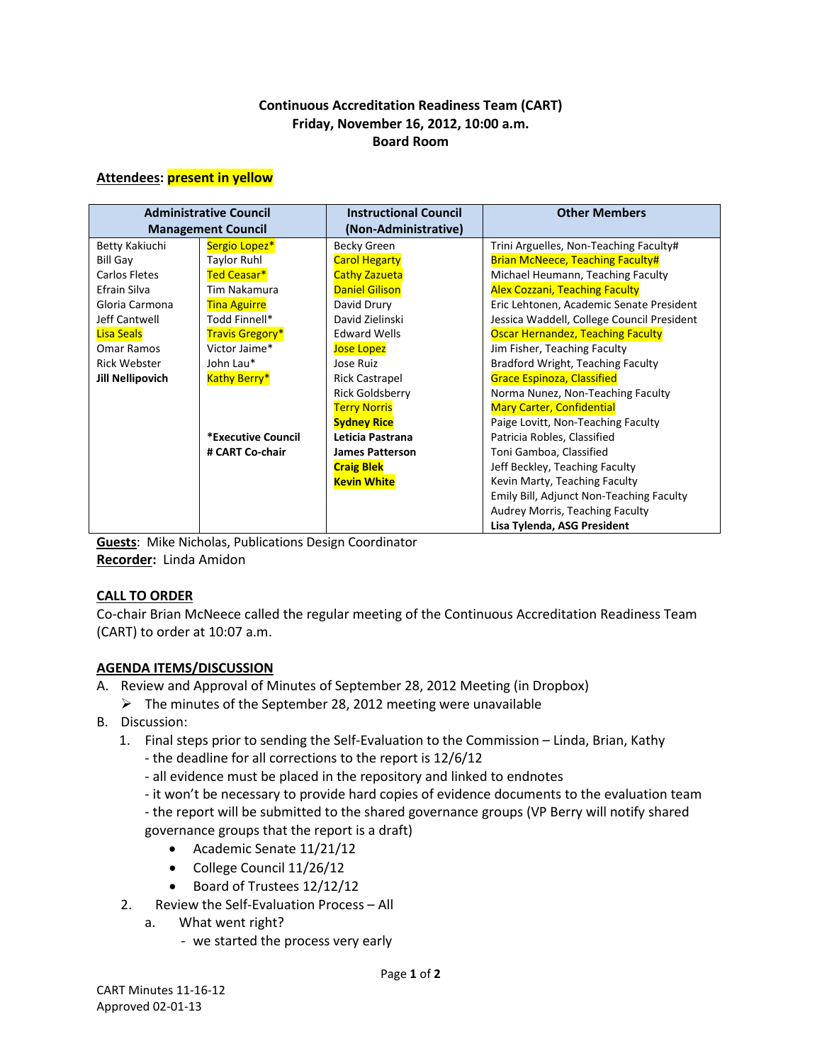**Continuous Accreditation Readiness Team (CART)**
**Friday, November 16, 2012, 10:00 a.m.**
**Board Room**

**Attendees: present in yellow**

| Administrative Council Management Council | | Instructional Council (Non-Administrative) | Other Members |
|---|---|---|---|
| Betty Kakiuchi | Sergio Lopez* | Becky Green | Trini Arguelles, Non-Teaching Faculty# |
| Bill Gay | Taylor Ruhl | Carol Hegarty | Brian McNeece, Teaching Faculty# |
| Carlos Fletes | Ted Ceasar* | Cathy Zazueta | Michael Heumann, Teaching Faculty |
| Efrain Silva | Tim Nakamura | Daniel Gilison | Alex Cozzani, Teaching Faculty |
| Gloria Carmona | Tina Aguirre | David Drury | Eric Lehtonen, Academic Senate President |
| Jeff Cantwell | Todd Finnell* | David Zielinski | Jessica Waddell, College Council President |
| Lisa Seals | Travis Gregory* | Edward Wells | Oscar Hernandez, Teaching Faculty |
| Omar Ramos | Victor Jaime* | Jose Lopez | Jim Fisher, Teaching Faculty |
| Rick Webster | John Lau* | Jose Ruiz | Bradford Wright, Teaching Faculty |
| **Jill Nellipovich** | Kathy Berry* | Rick Castrapel | Grace Espinoza, Classified |
| | | Rick Goldsberry | Norma Nunez, Non-Teaching Faculty |
| | | Terry Norris | Mary Carter, Confidential |
| | | **Sydney Rice** | Paige Lovitt, Non-Teaching Faculty |
| | ***Executive Council** | **Leticia Pastrana** | Patricia Robles, Classified |
| | **# CART Co-chair** | **James Patterson** | Toni Gamboa, Classified |
| | | **Craig Blek** | Jeff Beckley, Teaching Faculty |
| | | **Kevin White** | Kevin Marty, Teaching Faculty |
| | | | Emily Bill, Adjunct Non-Teaching Faculty |
| | | | Audrey Morris, Teaching Faculty |
| | | | **Lisa Tylenda, ASG President** |

**Guests**: Mike Nicholas, Publications Design Coordinator
**Recorder:** Linda Amidon

**CALL TO ORDER**

Co-chair Brian McNeece called the regular meeting of the Continuous Accreditation Readiness Team (CART) to order at 10:07 a.m.

**AGENDA ITEMS/DISCUSSION**

A. Review and Approval of Minutes of September 28, 2012 Meeting (in Dropbox)
   - The minutes of the September 28, 2012 meeting were unavailable

B. Discussion:
   1. Final steps prior to sending the Self-Evaluation to the Commission – Linda, Brian, Kathy
      - the deadline for all corrections to the report is 12/6/12
      - all evidence must be placed in the repository and linked to endnotes
      - it won't be necessary to provide hard copies of evidence documents to the evaluation team
      - the report will be submitted to the shared governance groups (VP Berry will notify shared governance groups that the report is a draft)
         - Academic Senate 11/21/12
         - College Council 11/26/12
         - Board of Trustees 12/12/12
   2. Review the Self-Evaluation Process – All
      a. What went right?
         - we started the process very early

CART Minutes 11-16-12
Approved 02-01-13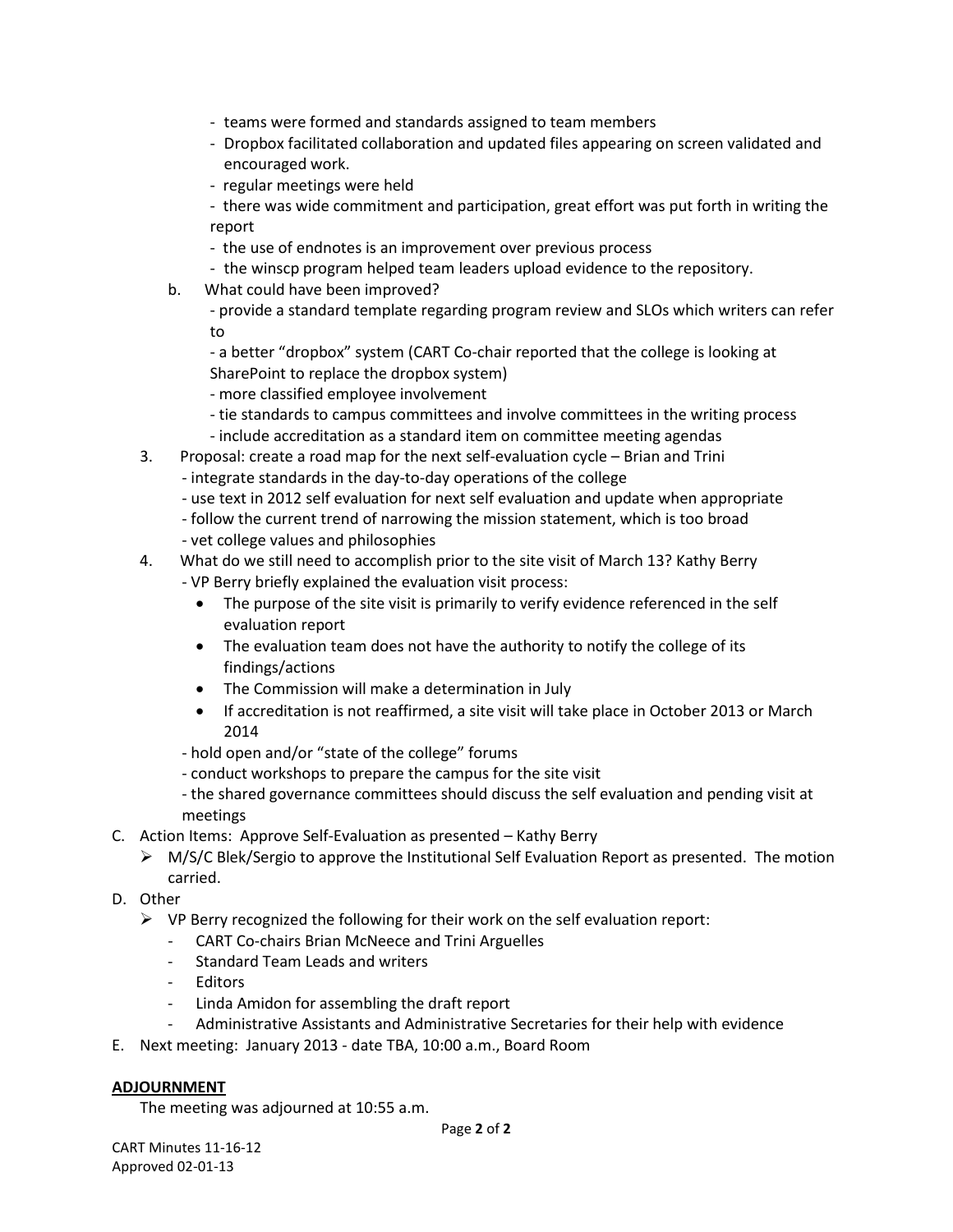- teams were formed and standards assigned to team members
- Dropbox facilitated collaboration and updated files appearing on screen validated and encouraged work.
- regular meetings were held
- there was wide commitment and participation, great effort was put forth in writing the report
- the use of endnotes is an improvement over previous process
- the winscp program helped team leaders upload evidence to the repository.

b. What could have been improved?

- provide a standard template regarding program review and SLOs which writers can refer to
- a better "dropbox" system (CART Co-chair reported that the college is looking at SharePoint to replace the dropbox system)
- more classified employee involvement
- tie standards to campus committees and involve committees in the writing process
- include accreditation as a standard item on committee meeting agendas

3. Proposal: create a road map for the next self-evaluation cycle – Brian and Trini
   - integrate standards in the day-to-day operations of the college
   - use text in 2012 self evaluation for next self evaluation and update when appropriate
   - follow the current trend of narrowing the mission statement, which is too broad
   - vet college values and philosophies
4. What do we still need to accomplish prior to the site visit of March 13? Kathy Berry
   - VP Berry briefly explained the evaluation visit process:
     - The purpose of the site visit is primarily to verify evidence referenced in the self evaluation report
     - The evaluation team does not have the authority to notify the college of its findings/actions
     - The Commission will make a determination in July
     - If accreditation is not reaffirmed, a site visit will take place in October 2013 or March 2014
   - hold open and/or "state of the college" forums
   - conduct workshops to prepare the campus for the site visit
   - the shared governance committees should discuss the self evaluation and pending visit at meetings

C. Action Items: Approve Self-Evaluation as presented – Kathy Berry
   - M/S/C Blek/Sergio to approve the Institutional Self Evaluation Report as presented. The motion carried.

D. Other
   - VP Berry recognized the following for their work on the self evaluation report:
     - CART Co-chairs Brian McNeece and Trini Arguelles
     - Standard Team Leads and writers
     - Editors
     - Linda Amidon for assembling the draft report
     - Administrative Assistants and Administrative Secretaries for their help with evidence

E. Next meeting: January 2013 - date TBA, 10:00 a.m., Board Room

**ADJOURNMENT**

The meeting was adjourned at 10:55 a.m.

CART Minutes 11-16-12
Approved 02-01-13